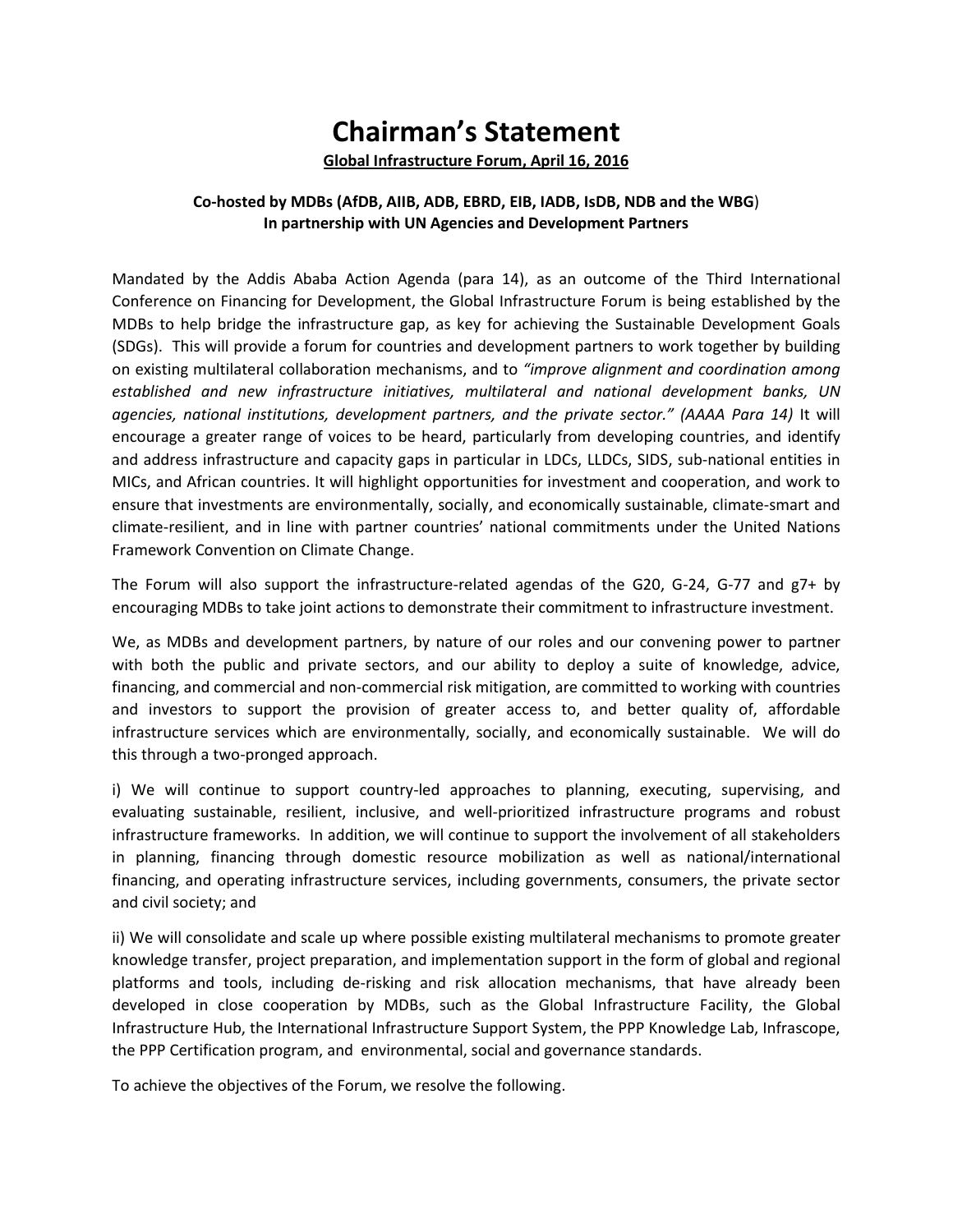# Chairman's Statement

**Global Infrastructure Forum, April 16, 2016**

**Co-hosted by MDBs (AfDB, AIIB, ADB, EBRD, EIB, IADB, IsDB, NDB and the WBG)**
**In partnership with UN Agencies and Development Partners**

Mandated by the Addis Ababa Action Agenda (para 14), as an outcome of the Third International Conference on Financing for Development, the Global Infrastructure Forum is being established by the MDBs to help bridge the infrastructure gap, as key for achieving the Sustainable Development Goals (SDGs). This will provide a forum for countries and development partners to work together by building on existing multilateral collaboration mechanisms, and to *"improve alignment and coordination among established and new infrastructure initiatives, multilateral and national development banks, UN agencies, national institutions, development partners, and the private sector." (AAAA Para 14)* It will encourage a greater range of voices to be heard, particularly from developing countries, and identify and address infrastructure and capacity gaps in particular in LDCs, LLDCs, SIDS, sub-national entities in MICs, and African countries. It will highlight opportunities for investment and cooperation, and work to ensure that investments are environmentally, socially, and economically sustainable, climate-smart and climate-resilient, and in line with partner countries' national commitments under the United Nations Framework Convention on Climate Change.

The Forum will also support the infrastructure-related agendas of the G20, G-24, G-77 and g7+ by encouraging MDBs to take joint actions to demonstrate their commitment to infrastructure investment.

We, as MDBs and development partners, by nature of our roles and our convening power to partner with both the public and private sectors, and our ability to deploy a suite of knowledge, advice, financing, and commercial and non-commercial risk mitigation, are committed to working with countries and investors to support the provision of greater access to, and better quality of, affordable infrastructure services which are environmentally, socially, and economically sustainable. We will do this through a two-pronged approach.

i) We will continue to support country-led approaches to planning, executing, supervising, and evaluating sustainable, resilient, inclusive, and well-prioritized infrastructure programs and robust infrastructure frameworks. In addition, we will continue to support the involvement of all stakeholders in planning, financing through domestic resource mobilization as well as national/international financing, and operating infrastructure services, including governments, consumers, the private sector and civil society; and

ii) We will consolidate and scale up where possible existing multilateral mechanisms to promote greater knowledge transfer, project preparation, and implementation support in the form of global and regional platforms and tools, including de-risking and risk allocation mechanisms, that have already been developed in close cooperation by MDBs, such as the Global Infrastructure Facility, the Global Infrastructure Hub, the International Infrastructure Support System, the PPP Knowledge Lab, Infrascope, the PPP Certification program, and environmental, social and governance standards.

To achieve the objectives of the Forum, we resolve the following.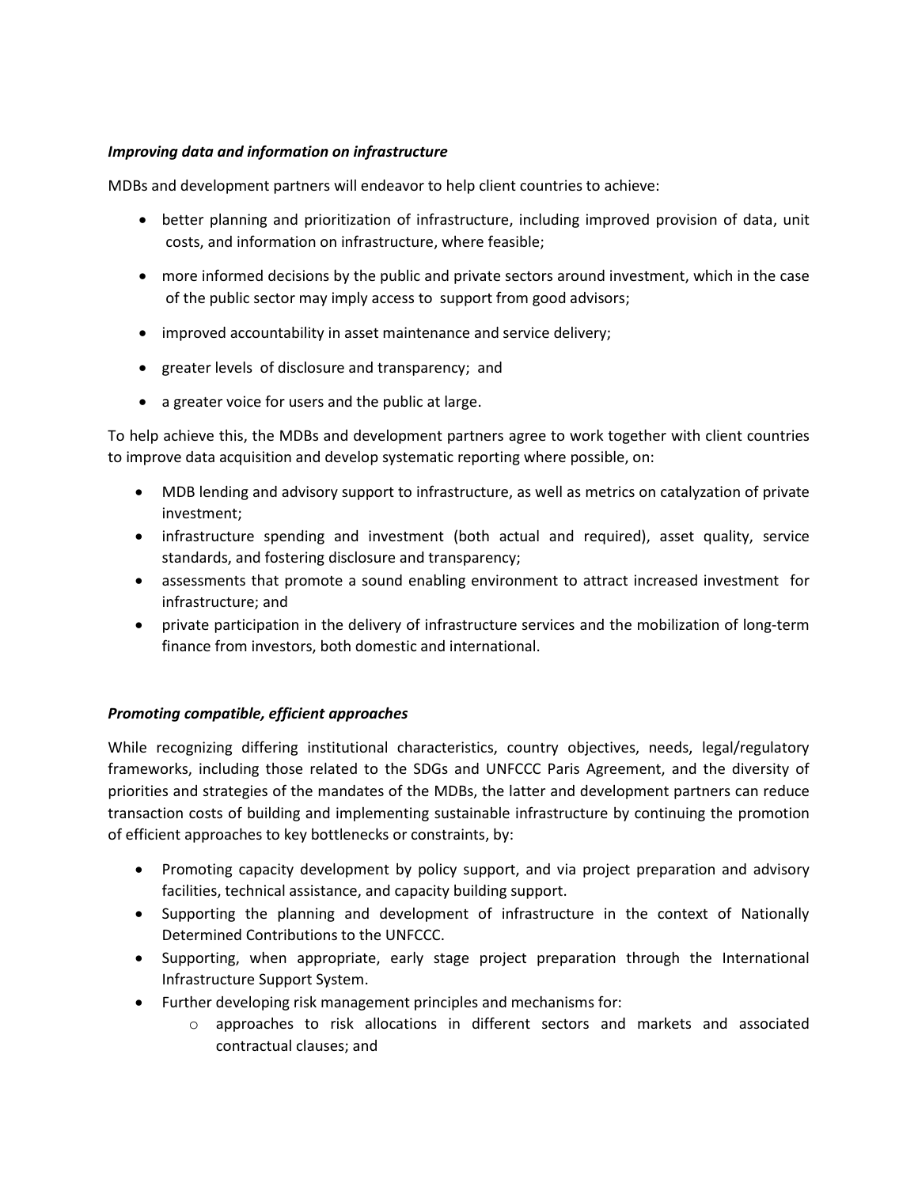*Improving data and information on infrastructure*

MDBs and development partners will endeavor to help client countries to achieve:

- better planning and prioritization of infrastructure, including improved provision of data, unit costs, and information on infrastructure, where feasible;
- more informed decisions by the public and private sectors around investment, which in the case of the public sector may imply access to support from good advisors;
- improved accountability in asset maintenance and service delivery;
- greater levels of disclosure and transparency; and
- a greater voice for users and the public at large.

To help achieve this, the MDBs and development partners agree to work together with client countries to improve data acquisition and develop systematic reporting where possible, on:

- MDB lending and advisory support to infrastructure, as well as metrics on catalyzation of private investment;
- infrastructure spending and investment (both actual and required), asset quality, service standards, and fostering disclosure and transparency;
- assessments that promote a sound enabling environment to attract increased investment for infrastructure; and
- private participation in the delivery of infrastructure services and the mobilization of long-term finance from investors, both domestic and international.

*Promoting compatible, efficient approaches*

While recognizing differing institutional characteristics, country objectives, needs, legal/regulatory frameworks, including those related to the SDGs and UNFCCC Paris Agreement, and the diversity of priorities and strategies of the mandates of the MDBs, the latter and development partners can reduce transaction costs of building and implementing sustainable infrastructure by continuing the promotion of efficient approaches to key bottlenecks or constraints, by:

- Promoting capacity development by policy support, and via project preparation and advisory facilities, technical assistance, and capacity building support.
- Supporting the planning and development of infrastructure in the context of Nationally Determined Contributions to the UNFCCC.
- Supporting, when appropriate, early stage project preparation through the International Infrastructure Support System.
- Further developing risk management principles and mechanisms for:
  - approaches to risk allocations in different sectors and markets and associated contractual clauses; and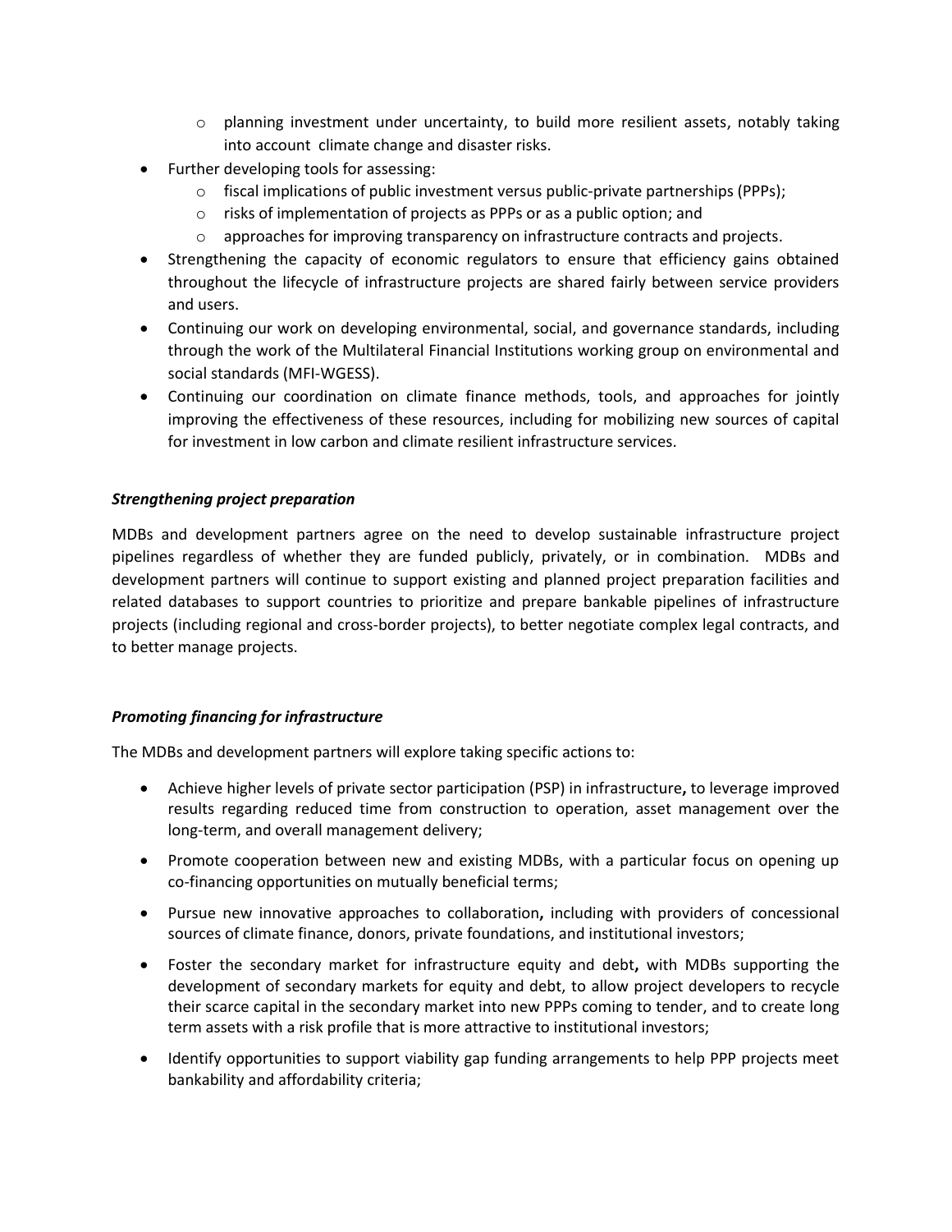- planning investment under uncertainty, to build more resilient assets, notably taking into account climate change and disaster risks.
- Further developing tools for assessing:
    - fiscal implications of public investment versus public-private partnerships (PPPs);
    - risks of implementation of projects as PPPs or as a public option; and
    - approaches for improving transparency on infrastructure contracts and projects.
- Strengthening the capacity of economic regulators to ensure that efficiency gains obtained throughout the lifecycle of infrastructure projects are shared fairly between service providers and users.
- Continuing our work on developing environmental, social, and governance standards, including through the work of the Multilateral Financial Institutions working group on environmental and social standards (MFI-WGESS).
- Continuing our coordination on climate finance methods, tools, and approaches for jointly improving the effectiveness of these resources, including for mobilizing new sources of capital for investment in low carbon and climate resilient infrastructure services.

***Strengthening project preparation***

MDBs and development partners agree on the need to develop sustainable infrastructure project pipelines regardless of whether they are funded publicly, privately, or in combination. MDBs and development partners will continue to support existing and planned project preparation facilities and related databases to support countries to prioritize and prepare bankable pipelines of infrastructure projects (including regional and cross-border projects), to better negotiate complex legal contracts, and to better manage projects.

***Promoting financing for infrastructure***

The MDBs and development partners will explore taking specific actions to:

- Achieve higher levels of private sector participation (PSP) in infrastructure**,** to leverage improved results regarding reduced time from construction to operation, asset management over the long-term, and overall management delivery;
- Promote cooperation between new and existing MDBs, with a particular focus on opening up co-financing opportunities on mutually beneficial terms;
- Pursue new innovative approaches to collaboration**,** including with providers of concessional sources of climate finance, donors, private foundations, and institutional investors;
- Foster the secondary market for infrastructure equity and debt**,** with MDBs supporting the development of secondary markets for equity and debt, to allow project developers to recycle their scarce capital in the secondary market into new PPPs coming to tender, and to create long term assets with a risk profile that is more attractive to institutional investors;
- Identify opportunities to support viability gap funding arrangements to help PPP projects meet bankability and affordability criteria;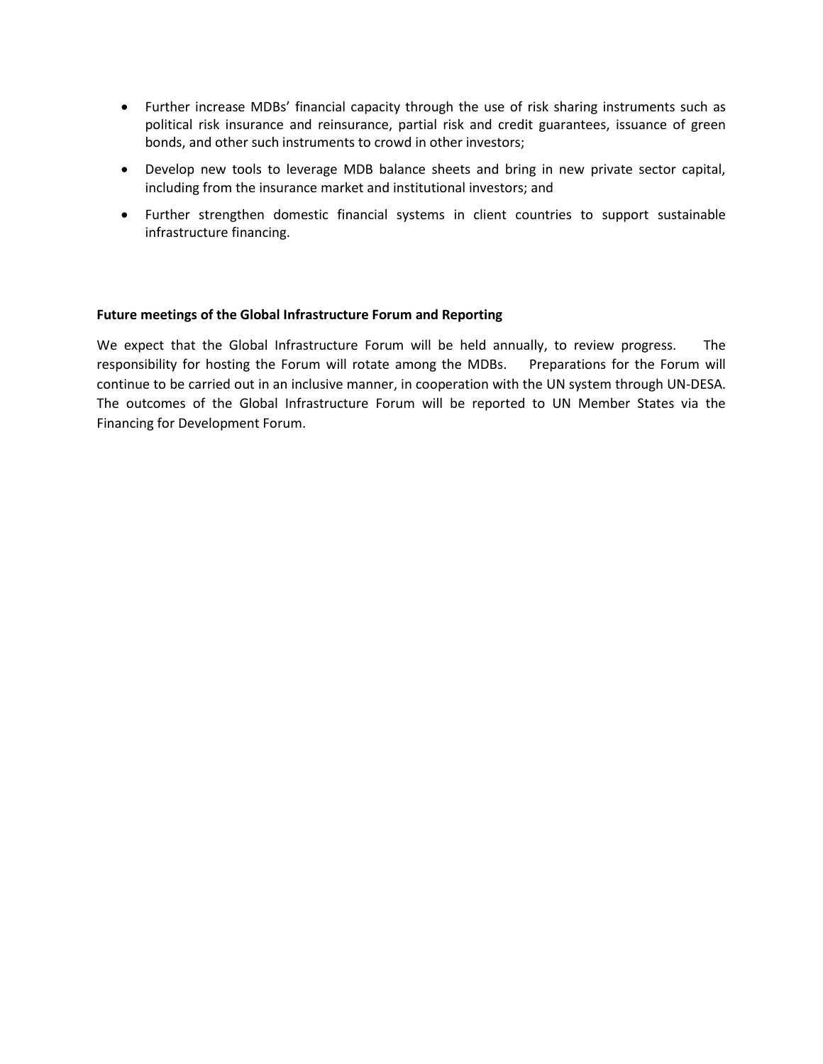- Further increase MDBs' financial capacity through the use of risk sharing instruments such as political risk insurance and reinsurance, partial risk and credit guarantees, issuance of green bonds, and other such instruments to crowd in other investors;
- Develop new tools to leverage MDB balance sheets and bring in new private sector capital, including from the insurance market and institutional investors; and
- Further strengthen domestic financial systems in client countries to support sustainable infrastructure financing.

**Future meetings of the Global Infrastructure Forum and Reporting**

We expect that the Global Infrastructure Forum will be held annually, to review progress. The responsibility for hosting the Forum will rotate among the MDBs. Preparations for the Forum will continue to be carried out in an inclusive manner, in cooperation with the UN system through UN-DESA. The outcomes of the Global Infrastructure Forum will be reported to UN Member States via the Financing for Development Forum.